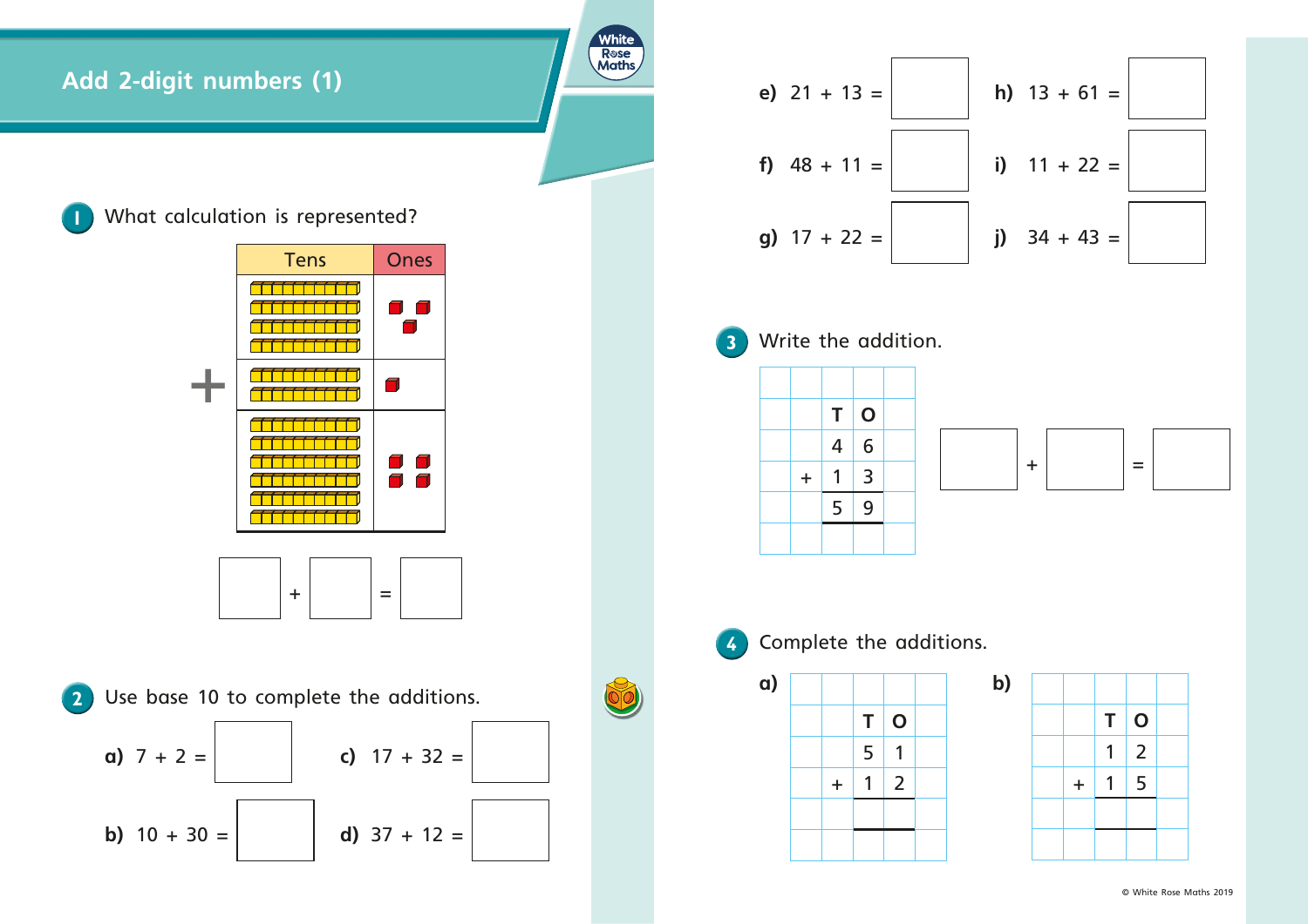# Add 2-digit numbers (1)

**1** What calculation is represented?

| Tens | Ones |
|---|---|
| 4 tens | 3 ones |
| + 2 tens | 1 one |
| 6 tens | 4 ones |

☐ + ☐ = ☐

**2** Use base 10 to complete the additions.

**a)** 7 + 2 = ☐

**b)** 10 + 30 = ☐

**c)** 17 + 32 = ☐

**d)** 37 + 12 = ☐

**e)** 21 + 13 = ☐

**f)** 48 + 11 = ☐

**g)** 17 + 22 = ☐

**h)** 13 + 61 = ☐

**i)** 11 + 22 = ☐

**j)** 34 + 43 = ☐

**3** Write the addition.

| | T | O |
|---|---|---|
| | 4 | 6 |
| + | 1 | 3 |
| | 5 | 9 |

☐ + ☐ = ☐

**4** Complete the additions.

**a)**

| | T | O |
|---|---|---|
| | 5 | 1 |
| + | 1 | 2 |
| | | |

**b)**

| | T | O |
|---|---|---|
| | 1 | 2 |
| + | 1 | 5 |
| | | |

© White Rose Maths 2019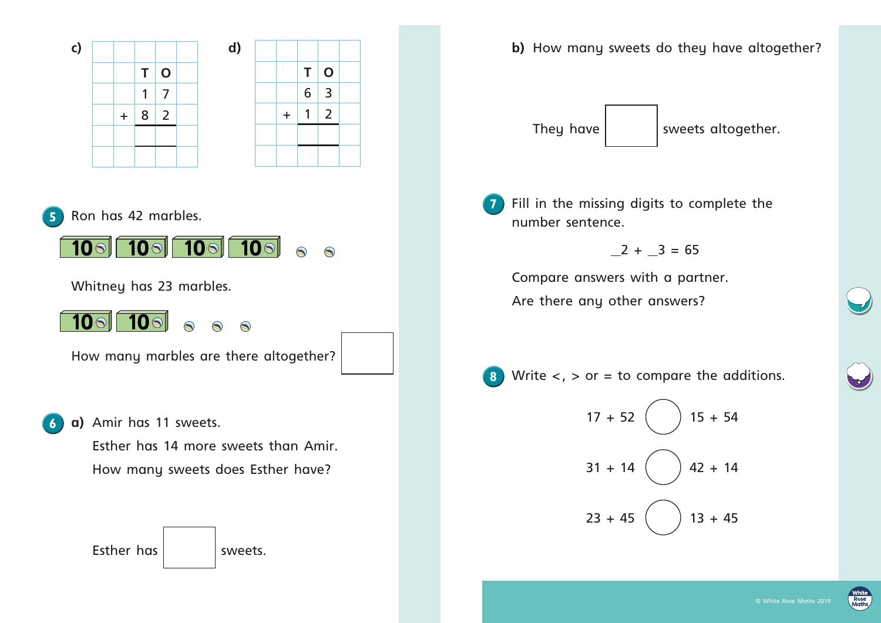**c)**

| | | | | |
|---|---|---|---|---|
| | | T | O | |
| | | 1 | 7 | |
| | + | 8 | 2 | |
| | | | | |
| | | | | |

**d)**

| | | | | |
|---|---|---|---|---|
| | | T | O | |
| | | 6 | 3 | |
| | + | 1 | 2 | |
| | | | | |
| | | | | |

**5** Ron has 42 marbles.

10 10 10 10

Whitney has 23 marbles.

10 10

How many marbles are there altogether? ☐

**6** **a)** Amir has 11 sweets.

Esther has 14 more sweets than Amir.

How many sweets does Esther have?

Esther has ☐ sweets.

**b)** How many sweets do they have altogether?

They have ☐ sweets altogether.

**7** Fill in the missing digits to complete the number sentence.

_2 + _3 = 65

Compare answers with a partner.

Are there any other answers?

**8** Write <, > or = to compare the additions.

17 + 52 ◯ 15 + 54

31 + 14 ◯ 42 + 14

23 + 45 ◯ 13 + 45